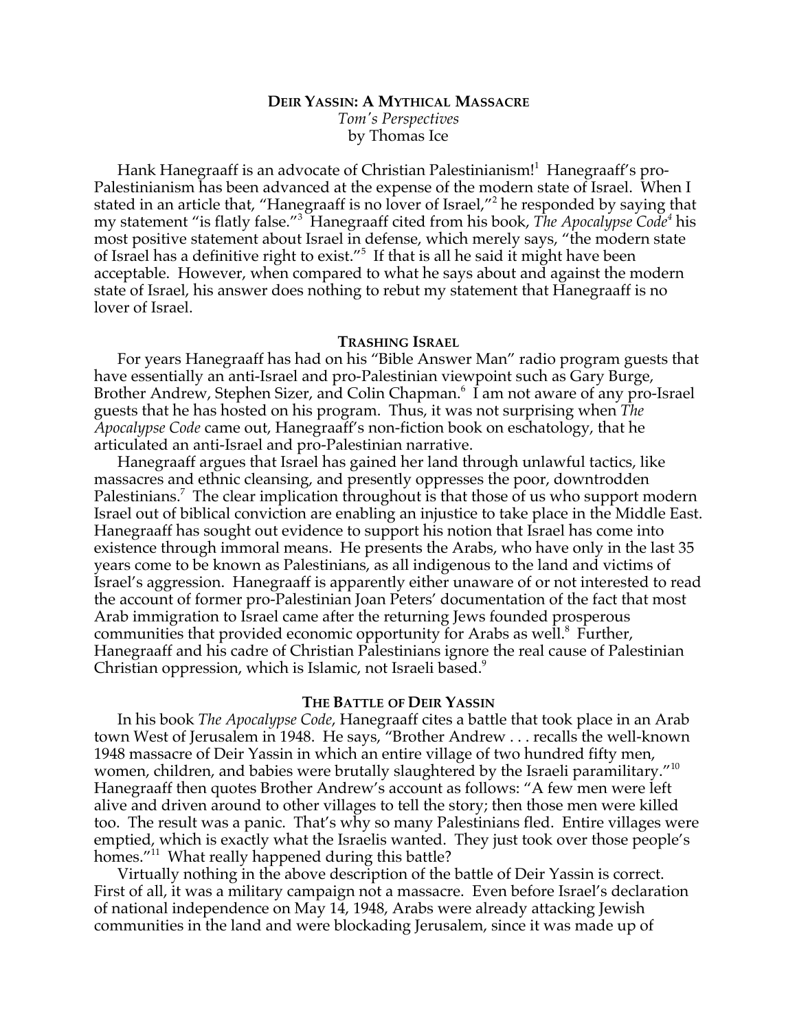# DEIR YASSIN: A MYTHICAL MASSACRE

*Tom's Perspectives*
by Thomas Ice

Hank Hanegraaff is an advocate of Christian Palestinianism![1] Hanegraaff's pro-Palestinianism has been advanced at the expense of the modern state of Israel. When I stated in an article that, "Hanegraaff is no lover of Israel,"[2] he responded by saying that my statement "is flatly false."[3] Hanegraaff cited from his book, *The Apocalypse Code*[4] his most positive statement about Israel in defense, which merely says, "the modern state of Israel has a definitive right to exist."[5] If that is all he said it might have been acceptable. However, when compared to what he says about and against the modern state of Israel, his answer does nothing to rebut my statement that Hanegraaff is no lover of Israel.

## TRASHING ISRAEL

For years Hanegraaff has had on his "Bible Answer Man" radio program guests that have essentially an anti-Israel and pro-Palestinian viewpoint such as Gary Burge, Brother Andrew, Stephen Sizer, and Colin Chapman.[6] I am not aware of any pro-Israel guests that he has hosted on his program. Thus, it was not surprising when *The Apocalypse Code* came out, Hanegraaff's non-fiction book on eschatology, that he articulated an anti-Israel and pro-Palestinian narrative.

Hanegraaff argues that Israel has gained her land through unlawful tactics, like massacres and ethnic cleansing, and presently oppresses the poor, downtrodden Palestinians.[7] The clear implication throughout is that those of us who support modern Israel out of biblical conviction are enabling an injustice to take place in the Middle East. Hanegraaff has sought out evidence to support his notion that Israel has come into existence through immoral means. He presents the Arabs, who have only in the last 35 years come to be known as Palestinians, as all indigenous to the land and victims of Israel's aggression. Hanegraaff is apparently either unaware of or not interested to read the account of former pro-Palestinian Joan Peters' documentation of the fact that most Arab immigration to Israel came after the returning Jews founded prosperous communities that provided economic opportunity for Arabs as well.[8] Further, Hanegraaff and his cadre of Christian Palestinians ignore the real cause of Palestinian Christian oppression, which is Islamic, not Israeli based.[9]

## THE BATTLE OF DEIR YASSIN

In his book *The Apocalypse Code*, Hanegraaff cites a battle that took place in an Arab town West of Jerusalem in 1948. He says, "Brother Andrew . . . recalls the well-known 1948 massacre of Deir Yassin in which an entire village of two hundred fifty men, women, children, and babies were brutally slaughtered by the Israeli paramilitary."[10] Hanegraaff then quotes Brother Andrew's account as follows: "A few men were left alive and driven around to other villages to tell the story; then those men were killed too. The result was a panic. That's why so many Palestinians fled. Entire villages were emptied, which is exactly what the Israelis wanted. They just took over those people's homes."[11] What really happened during this battle?

Virtually nothing in the above description of the battle of Deir Yassin is correct. First of all, it was a military campaign not a massacre. Even before Israel's declaration of national independence on May 14, 1948, Arabs were already attacking Jewish communities in the land and were blockading Jerusalem, since it was made up of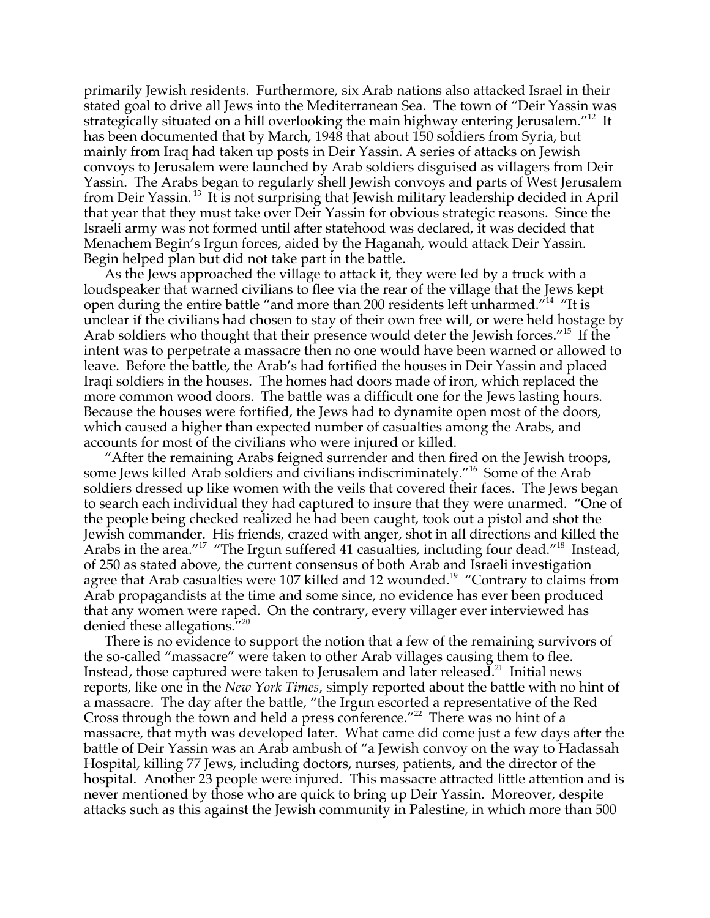primarily Jewish residents. Furthermore, six Arab nations also attacked Israel in their stated goal to drive all Jews into the Mediterranean Sea. The town of "Deir Yassin was strategically situated on a hill overlooking the main highway entering Jerusalem."[12] It has been documented that by March, 1948 that about 150 soldiers from Syria, but mainly from Iraq had taken up posts in Deir Yassin. A series of attacks on Jewish convoys to Jerusalem were launched by Arab soldiers disguised as villagers from Deir Yassin. The Arabs began to regularly shell Jewish convoys and parts of West Jerusalem from Deir Yassin.[13] It is not surprising that Jewish military leadership decided in April that year that they must take over Deir Yassin for obvious strategic reasons. Since the Israeli army was not formed until after statehood was declared, it was decided that Menachem Begin's Irgun forces, aided by the Haganah, would attack Deir Yassin. Begin helped plan but did not take part in the battle.

As the Jews approached the village to attack it, they were led by a truck with a loudspeaker that warned civilians to flee via the rear of the village that the Jews kept open during the entire battle "and more than 200 residents left unharmed."[14] "It is unclear if the civilians had chosen to stay of their own free will, or were held hostage by Arab soldiers who thought that their presence would deter the Jewish forces."[15] If the intent was to perpetrate a massacre then no one would have been warned or allowed to leave. Before the battle, the Arab's had fortified the houses in Deir Yassin and placed Iraqi soldiers in the houses. The homes had doors made of iron, which replaced the more common wood doors. The battle was a difficult one for the Jews lasting hours. Because the houses were fortified, the Jews had to dynamite open most of the doors, which caused a higher than expected number of casualties among the Arabs, and accounts for most of the civilians who were injured or killed.

"After the remaining Arabs feigned surrender and then fired on the Jewish troops, some Jews killed Arab soldiers and civilians indiscriminately."[16] Some of the Arab soldiers dressed up like women with the veils that covered their faces. The Jews began to search each individual they had captured to insure that they were unarmed. "One of the people being checked realized he had been caught, took out a pistol and shot the Jewish commander. His friends, crazed with anger, shot in all directions and killed the Arabs in the area."[17] "The Irgun suffered 41 casualties, including four dead."[18] Instead, of 250 as stated above, the current consensus of both Arab and Israeli investigation agree that Arab casualties were 107 killed and 12 wounded.[19] "Contrary to claims from Arab propagandists at the time and some since, no evidence has ever been produced that any women were raped. On the contrary, every villager ever interviewed has denied these allegations."[20]

There is no evidence to support the notion that a few of the remaining survivors of the so-called "massacre" were taken to other Arab villages causing them to flee. Instead, those captured were taken to Jerusalem and later released.[21] Initial news reports, like one in the *New York Times*, simply reported about the battle with no hint of a massacre. The day after the battle, "the Irgun escorted a representative of the Red Cross through the town and held a press conference."[22] There was no hint of a massacre, that myth was developed later. What came did come just a few days after the battle of Deir Yassin was an Arab ambush of "a Jewish convoy on the way to Hadassah Hospital, killing 77 Jews, including doctors, nurses, patients, and the director of the hospital. Another 23 people were injured. This massacre attracted little attention and is never mentioned by those who are quick to bring up Deir Yassin. Moreover, despite attacks such as this against the Jewish community in Palestine, in which more than 500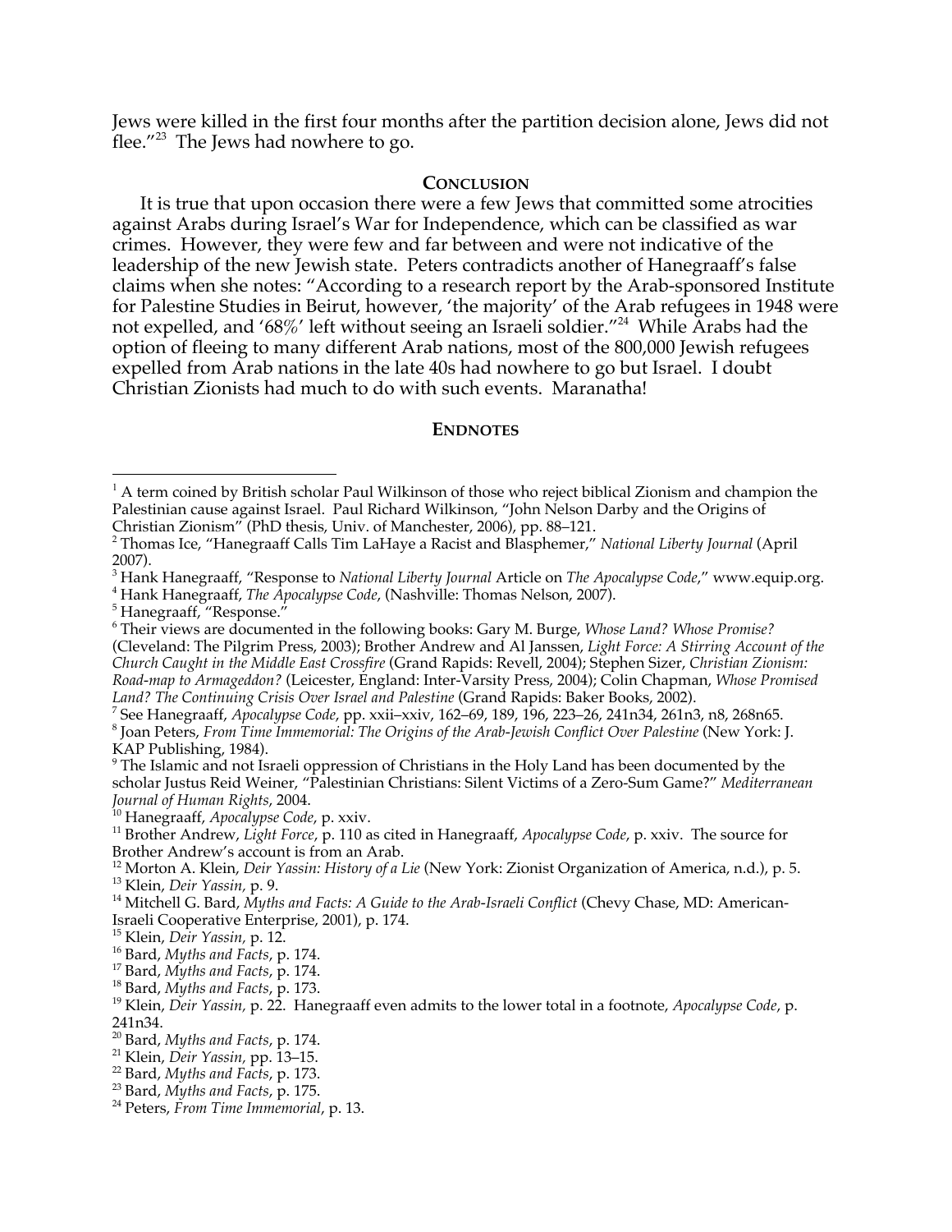Jews were killed in the first four months after the partition decision alone, Jews did not flee."[23] The Jews had nowhere to go.

## CONCLUSION

It is true that upon occasion there were a few Jews that committed some atrocities against Arabs during Israel's War for Independence, which can be classified as war crimes. However, they were few and far between and were not indicative of the leadership of the new Jewish state. Peters contradicts another of Hanegraaff's false claims when she notes: "According to a research report by the Arab-sponsored Institute for Palestine Studies in Beirut, however, 'the majority' of the Arab refugees in 1948 were not expelled, and '68%' left without seeing an Israeli soldier."[24] While Arabs had the option of fleeing to many different Arab nations, most of the 800,000 Jewish refugees expelled from Arab nations in the late 40s had nowhere to go but Israel. I doubt Christian Zionists had much to do with such events. Maranatha!

## ENDNOTES

[1] A term coined by British scholar Paul Wilkinson of those who reject biblical Zionism and champion the Palestinian cause against Israel. Paul Richard Wilkinson, "John Nelson Darby and the Origins of Christian Zionism" (PhD thesis, Univ. of Manchester, 2006), pp. 88–121.

[2] Thomas Ice, "Hanegraaff Calls Tim LaHaye a Racist and Blasphemer," *National Liberty Journal* (April 2007).

[3] Hank Hanegraaff, "Response to *National Liberty Journal* Article on *The Apocalypse Code*," www.equip.org.

[4] Hank Hanegraaff, *The Apocalypse Code*, (Nashville: Thomas Nelson, 2007).

[5] Hanegraaff, "Response."

[6] Their views are documented in the following books: Gary M. Burge, *Whose Land? Whose Promise?* (Cleveland: The Pilgrim Press, 2003); Brother Andrew and Al Janssen, *Light Force: A Stirring Account of the Church Caught in the Middle East Crossfire* (Grand Rapids: Revell, 2004); Stephen Sizer, *Christian Zionism: Road-map to Armageddon?* (Leicester, England: Inter-Varsity Press, 2004); Colin Chapman, *Whose Promised Land? The Continuing Crisis Over Israel and Palestine* (Grand Rapids: Baker Books, 2002).

[7] See Hanegraaff, *Apocalypse Code*, pp. xxii–xxiv, 162–69, 189, 196, 223–26, 241n34, 261n3, n8, 268n65.

[8] Joan Peters, *From Time Immemorial: The Origins of the Arab-Jewish Conflict Over Palestine* (New York: J. KAP Publishing, 1984).

[9] The Islamic and not Israeli oppression of Christians in the Holy Land has been documented by the scholar Justus Reid Weiner, "Palestinian Christians: Silent Victims of a Zero-Sum Game?" *Mediterranean Journal of Human Rights*, 2004.

[10] Hanegraaff, *Apocalypse Code*, p. xxiv.

[11] Brother Andrew, *Light Force*, p. 110 as cited in Hanegraaff, *Apocalypse Code*, p. xxiv. The source for Brother Andrew's account is from an Arab.

[12] Morton A. Klein, *Deir Yassin: History of a Lie* (New York: Zionist Organization of America, n.d.), p. 5.

[13] Klein, *Deir Yassin*, p. 9.

[14] Mitchell G. Bard, *Myths and Facts: A Guide to the Arab-Israeli Conflict* (Chevy Chase, MD: American-Israeli Cooperative Enterprise, 2001), p. 174.

[15] Klein, *Deir Yassin*, p. 12.

[16] Bard, *Myths and Facts*, p. 174.

[17] Bard, *Myths and Facts*, p. 174.

[18] Bard, *Myths and Facts*, p. 173.

[19] Klein, *Deir Yassin*, p. 22. Hanegraaff even admits to the lower total in a footnote, *Apocalypse Code*, p. 241n34.

[20] Bard, *Myths and Facts*, p. 174.

[21] Klein, *Deir Yassin*, pp. 13–15.

[22] Bard, *Myths and Facts*, p. 173.

[23] Bard, *Myths and Facts*, p. 175.

[24] Peters, *From Time Immemorial*, p. 13.